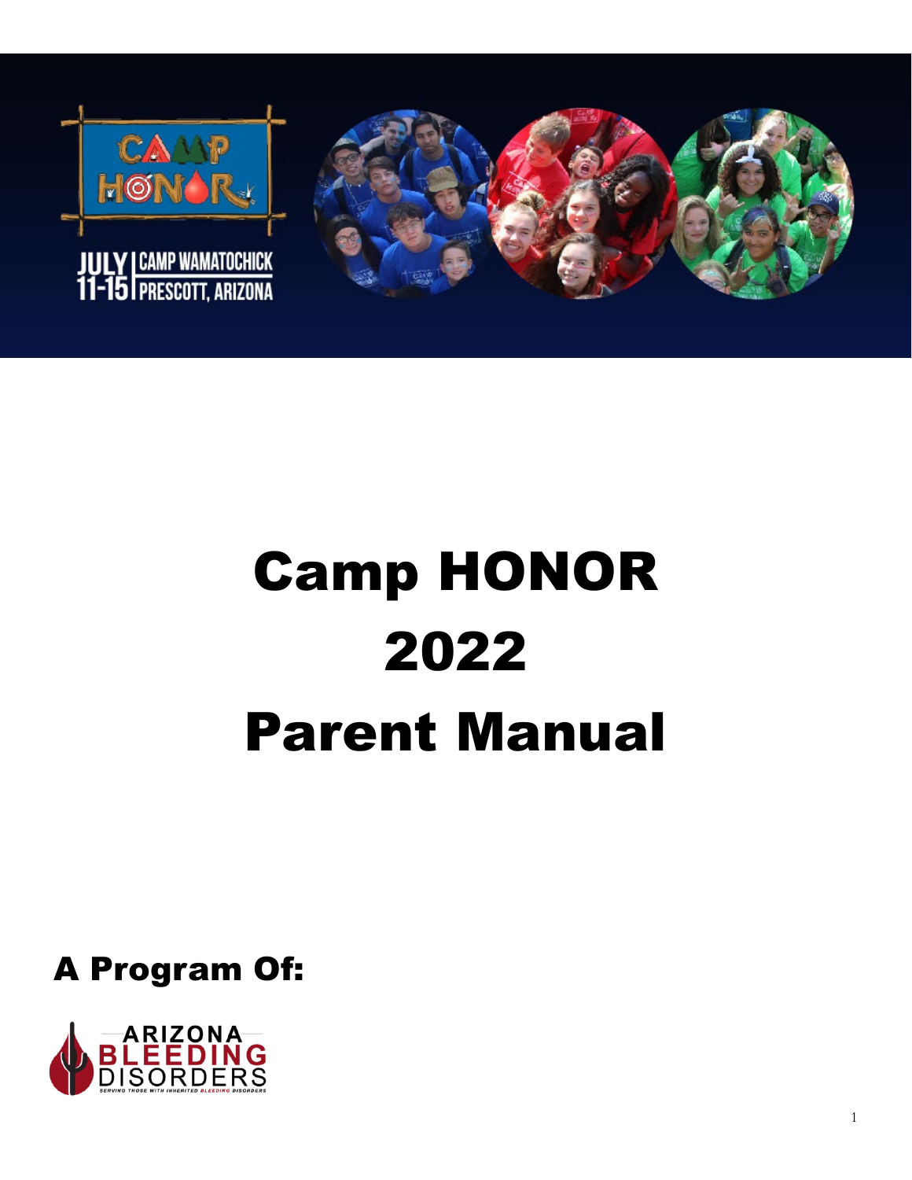JULY 11-15 | CAMP WAMATOCHICK PRESCOTT, ARIZONA

# Camp HONOR 2022 Parent Manual

**A Program Of:**

ARIZONA BLEEDING DISORDERS

SERVING THOSE WITH INHERITED BLEEDING DISORDERS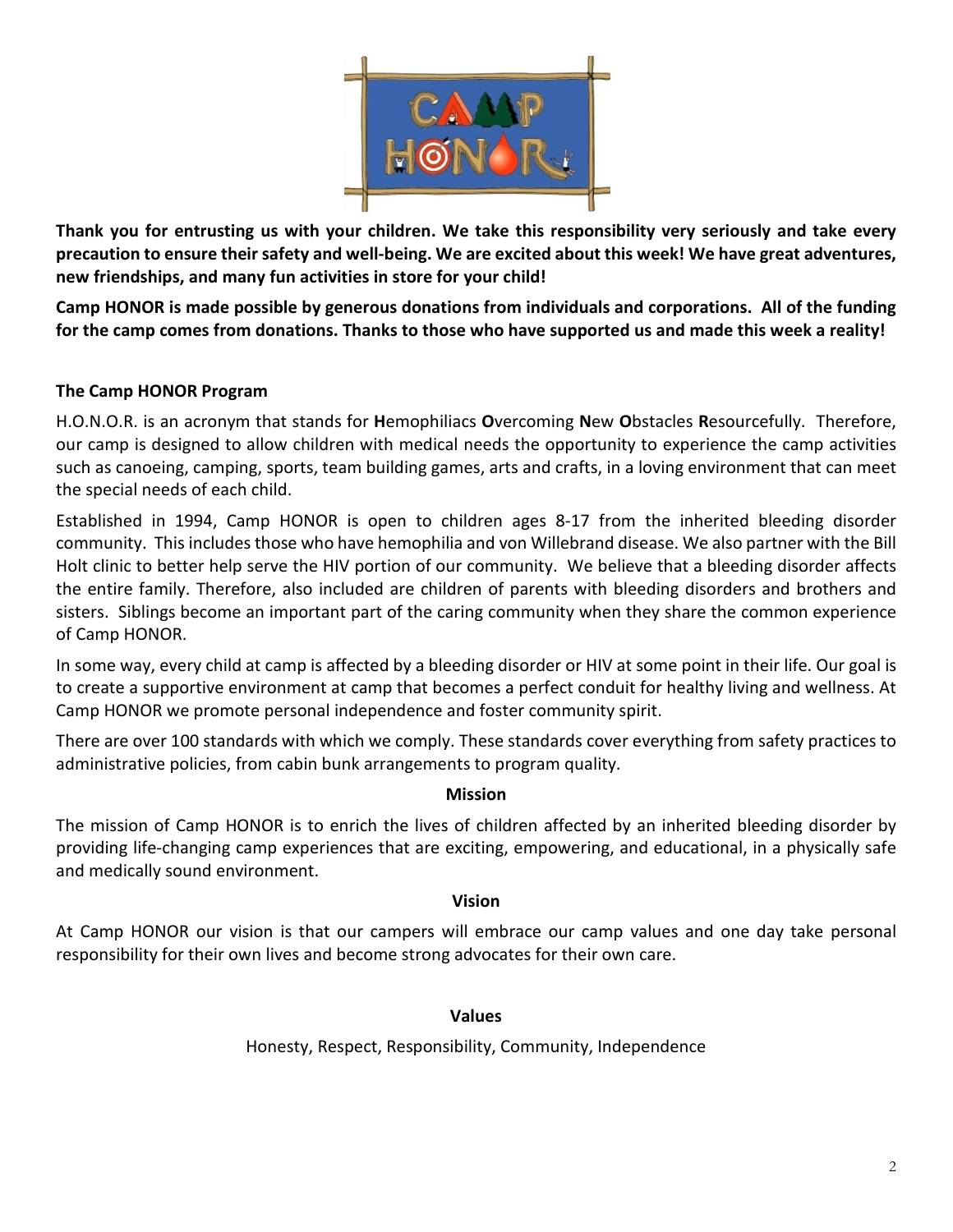**Thank you for entrusting us with your children. We take this responsibility very seriously and take every precaution to ensure their safety and well-being. We are excited about this week! We have great adventures, new friendships, and many fun activities in store for your child!**

**Camp HONOR is made possible by generous donations from individuals and corporations. All of the funding for the camp comes from donations. Thanks to those who have supported us and made this week a reality!**

### The Camp HONOR Program

H.O.N.O.R. is an acronym that stands for **H**emophiliacs **O**vercoming **N**ew **O**bstacles **R**esourcefully. Therefore, our camp is designed to allow children with medical needs the opportunity to experience the camp activities such as canoeing, camping, sports, team building games, arts and crafts, in a loving environment that can meet the special needs of each child.

Established in 1994, Camp HONOR is open to children ages 8-17 from the inherited bleeding disorder community. This includes those who have hemophilia and von Willebrand disease. We also partner with the Bill Holt clinic to better help serve the HIV portion of our community. We believe that a bleeding disorder affects the entire family. Therefore, also included are children of parents with bleeding disorders and brothers and sisters. Siblings become an important part of the caring community when they share the common experience of Camp HONOR.

In some way, every child at camp is affected by a bleeding disorder or HIV at some point in their life. Our goal is to create a supportive environment at camp that becomes a perfect conduit for healthy living and wellness. At Camp HONOR we promote personal independence and foster community spirit.

There are over 100 standards with which we comply. These standards cover everything from safety practices to administrative policies, from cabin bunk arrangements to program quality.

### Mission

The mission of Camp HONOR is to enrich the lives of children affected by an inherited bleeding disorder by providing life-changing camp experiences that are exciting, empowering, and educational, in a physically safe and medically sound environment.

### Vision

At Camp HONOR our vision is that our campers will embrace our camp values and one day take personal responsibility for their own lives and become strong advocates for their own care.

### Values

Honesty, Respect, Responsibility, Community, Independence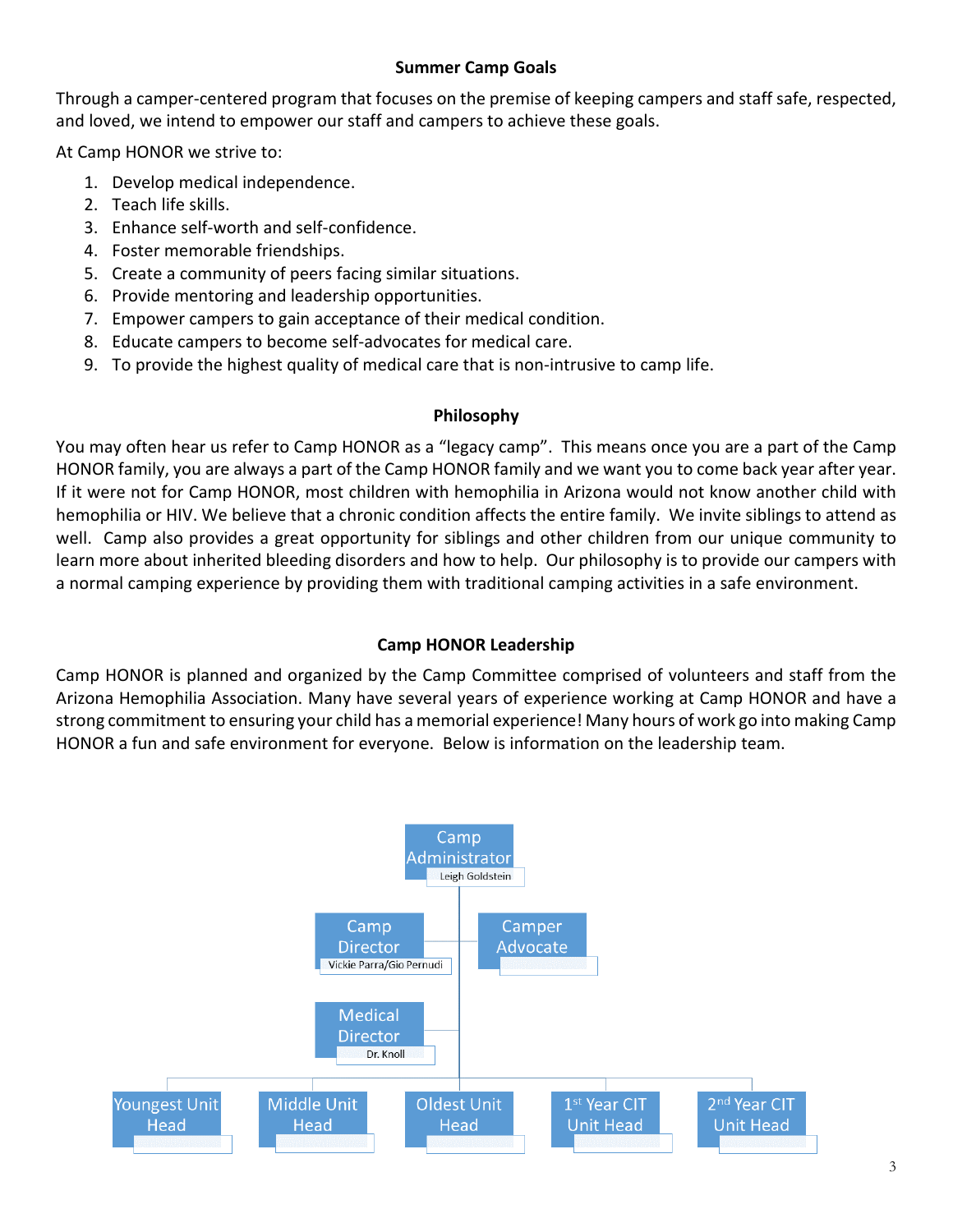## Summer Camp Goals

Through a camper-centered program that focuses on the premise of keeping campers and staff safe, respected, and loved, we intend to empower our staff and campers to achieve these goals.

At Camp HONOR we strive to:

1. Develop medical independence.
2. Teach life skills.
3. Enhance self-worth and self-confidence.
4. Foster memorable friendships.
5. Create a community of peers facing similar situations.
6. Provide mentoring and leadership opportunities.
7. Empower campers to gain acceptance of their medical condition.
8. Educate campers to become self-advocates for medical care.
9. To provide the highest quality of medical care that is non-intrusive to camp life.

## Philosophy

You may often hear us refer to Camp HONOR as a "legacy camp". This means once you are a part of the Camp HONOR family, you are always a part of the Camp HONOR family and we want you to come back year after year. If it were not for Camp HONOR, most children with hemophilia in Arizona would not know another child with hemophilia or HIV. We believe that a chronic condition affects the entire family. We invite siblings to attend as well. Camp also provides a great opportunity for siblings and other children from our unique community to learn more about inherited bleeding disorders and how to help. Our philosophy is to provide our campers with a normal camping experience by providing them with traditional camping activities in a safe environment.

## Camp HONOR Leadership

Camp HONOR is planned and organized by the Camp Committee comprised of volunteers and staff from the Arizona Hemophilia Association. Many have several years of experience working at Camp HONOR and have a strong commitment to ensuring your child has a memorial experience! Many hours of work go into making Camp HONOR a fun and safe environment for everyone. Below is information on the leadership team.

- Camp Administrator — Leigh Goldstein
  - Camp Director — Vickie Parra/Gio Pernudi
  - Camper Advocate
  - Medical Director — Dr. Knoll
  - Youngest Unit Head
  - Middle Unit Head
  - Oldest Unit Head
  - 1st Year CIT Unit Head
  - 2nd Year CIT Unit Head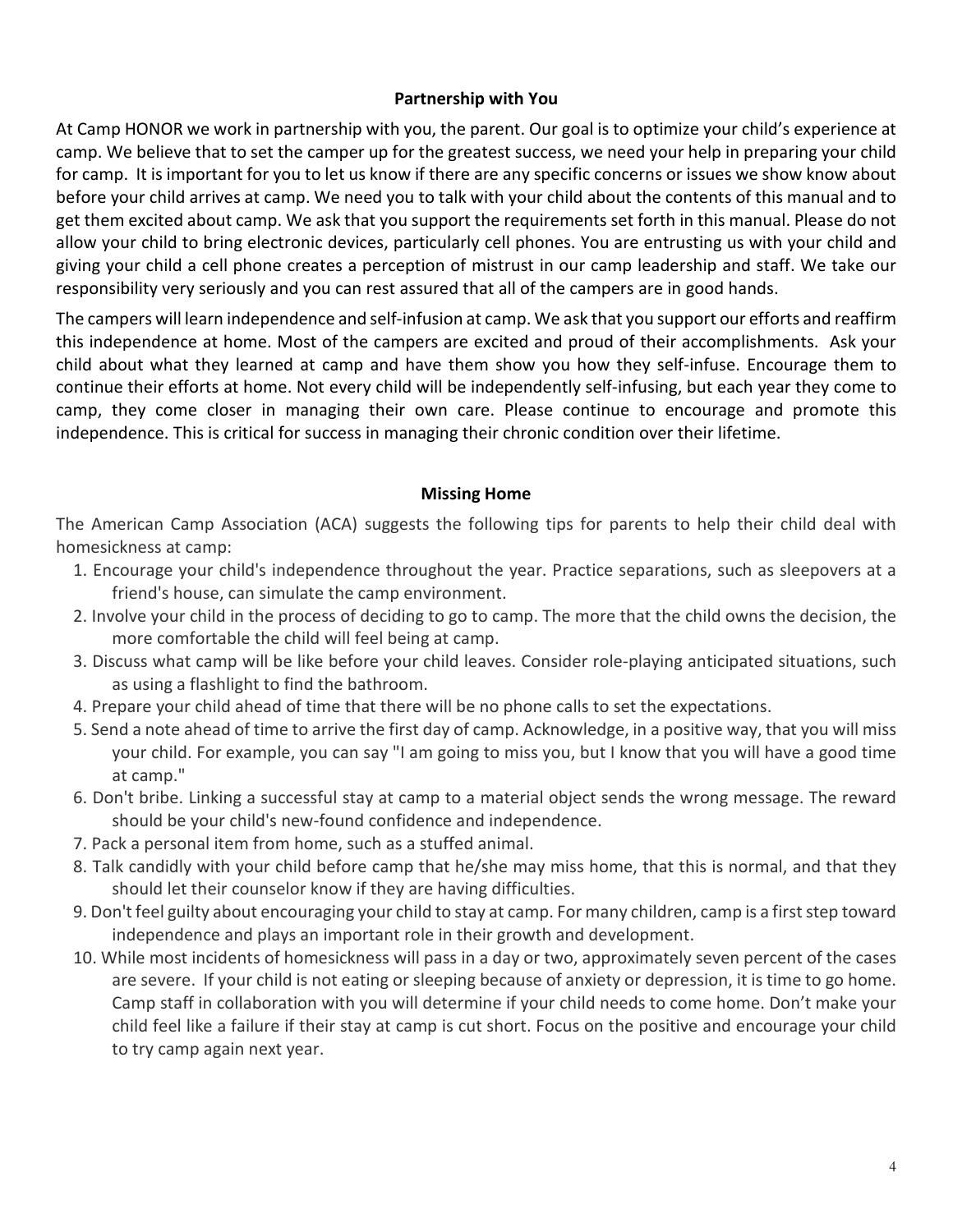## Partnership with You

At Camp HONOR we work in partnership with you, the parent. Our goal is to optimize your child's experience at camp. We believe that to set the camper up for the greatest success, we need your help in preparing your child for camp. It is important for you to let us know if there are any specific concerns or issues we show know about before your child arrives at camp. We need you to talk with your child about the contents of this manual and to get them excited about camp. We ask that you support the requirements set forth in this manual. Please do not allow your child to bring electronic devices, particularly cell phones. You are entrusting us with your child and giving your child a cell phone creates a perception of mistrust in our camp leadership and staff. We take our responsibility very seriously and you can rest assured that all of the campers are in good hands.

The campers will learn independence and self-infusion at camp. We ask that you support our efforts and reaffirm this independence at home. Most of the campers are excited and proud of their accomplishments. Ask your child about what they learned at camp and have them show you how they self-infuse. Encourage them to continue their efforts at home. Not every child will be independently self-infusing, but each year they come to camp, they come closer in managing their own care. Please continue to encourage and promote this independence. This is critical for success in managing their chronic condition over their lifetime.

## Missing Home

The American Camp Association (ACA) suggests the following tips for parents to help their child deal with homesickness at camp:

1. Encourage your child's independence throughout the year. Practice separations, such as sleepovers at a friend's house, can simulate the camp environment.
2. Involve your child in the process of deciding to go to camp. The more that the child owns the decision, the more comfortable the child will feel being at camp.
3. Discuss what camp will be like before your child leaves. Consider role-playing anticipated situations, such as using a flashlight to find the bathroom.
4. Prepare your child ahead of time that there will be no phone calls to set the expectations.
5. Send a note ahead of time to arrive the first day of camp. Acknowledge, in a positive way, that you will miss your child. For example, you can say "I am going to miss you, but I know that you will have a good time at camp."
6. Don't bribe. Linking a successful stay at camp to a material object sends the wrong message. The reward should be your child's new-found confidence and independence.
7. Pack a personal item from home, such as a stuffed animal.
8. Talk candidly with your child before camp that he/she may miss home, that this is normal, and that they should let their counselor know if they are having difficulties.
9. Don't feel guilty about encouraging your child to stay at camp. For many children, camp is a first step toward independence and plays an important role in their growth and development.
10. While most incidents of homesickness will pass in a day or two, approximately seven percent of the cases are severe. If your child is not eating or sleeping because of anxiety or depression, it is time to go home. Camp staff in collaboration with you will determine if your child needs to come home. Don't make your child feel like a failure if their stay at camp is cut short. Focus on the positive and encourage your child to try camp again next year.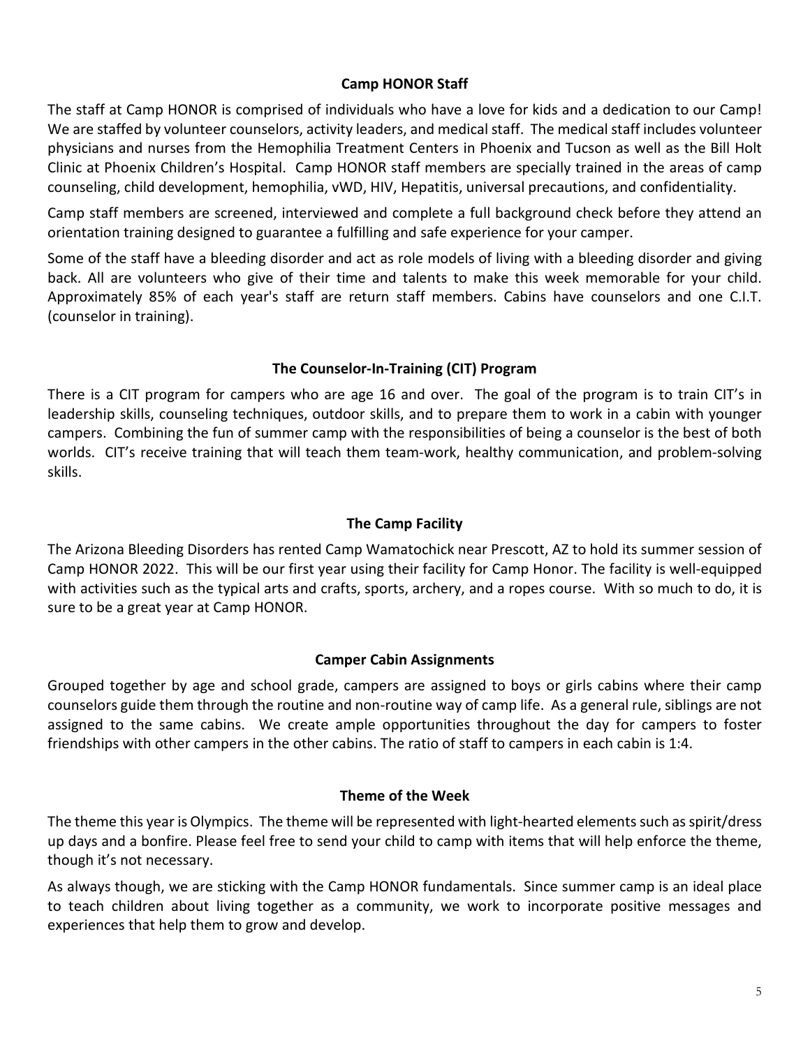## Camp HONOR Staff

The staff at Camp HONOR is comprised of individuals who have a love for kids and a dedication to our Camp! We are staffed by volunteer counselors, activity leaders, and medical staff. The medical staff includes volunteer physicians and nurses from the Hemophilia Treatment Centers in Phoenix and Tucson as well as the Bill Holt Clinic at Phoenix Children's Hospital. Camp HONOR staff members are specially trained in the areas of camp counseling, child development, hemophilia, vWD, HIV, Hepatitis, universal precautions, and confidentiality.

Camp staff members are screened, interviewed and complete a full background check before they attend an orientation training designed to guarantee a fulfilling and safe experience for your camper.

Some of the staff have a bleeding disorder and act as role models of living with a bleeding disorder and giving back. All are volunteers who give of their time and talents to make this week memorable for your child. Approximately 85% of each year's staff are return staff members. Cabins have counselors and one C.I.T. (counselor in training).

## The Counselor-In-Training (CIT) Program

There is a CIT program for campers who are age 16 and over. The goal of the program is to train CIT's in leadership skills, counseling techniques, outdoor skills, and to prepare them to work in a cabin with younger campers. Combining the fun of summer camp with the responsibilities of being a counselor is the best of both worlds. CIT's receive training that will teach them team-work, healthy communication, and problem-solving skills.

## The Camp Facility

The Arizona Bleeding Disorders has rented Camp Wamatochick near Prescott, AZ to hold its summer session of Camp HONOR 2022. This will be our first year using their facility for Camp Honor. The facility is well-equipped with activities such as the typical arts and crafts, sports, archery, and a ropes course. With so much to do, it is sure to be a great year at Camp HONOR.

## Camper Cabin Assignments

Grouped together by age and school grade, campers are assigned to boys or girls cabins where their camp counselors guide them through the routine and non-routine way of camp life. As a general rule, siblings are not assigned to the same cabins. We create ample opportunities throughout the day for campers to foster friendships with other campers in the other cabins. The ratio of staff to campers in each cabin is 1:4.

## Theme of the Week

The theme this year is Olympics. The theme will be represented with light-hearted elements such as spirit/dress up days and a bonfire. Please feel free to send your child to camp with items that will help enforce the theme, though it's not necessary.

As always though, we are sticking with the Camp HONOR fundamentals. Since summer camp is an ideal place to teach children about living together as a community, we work to incorporate positive messages and experiences that help them to grow and develop.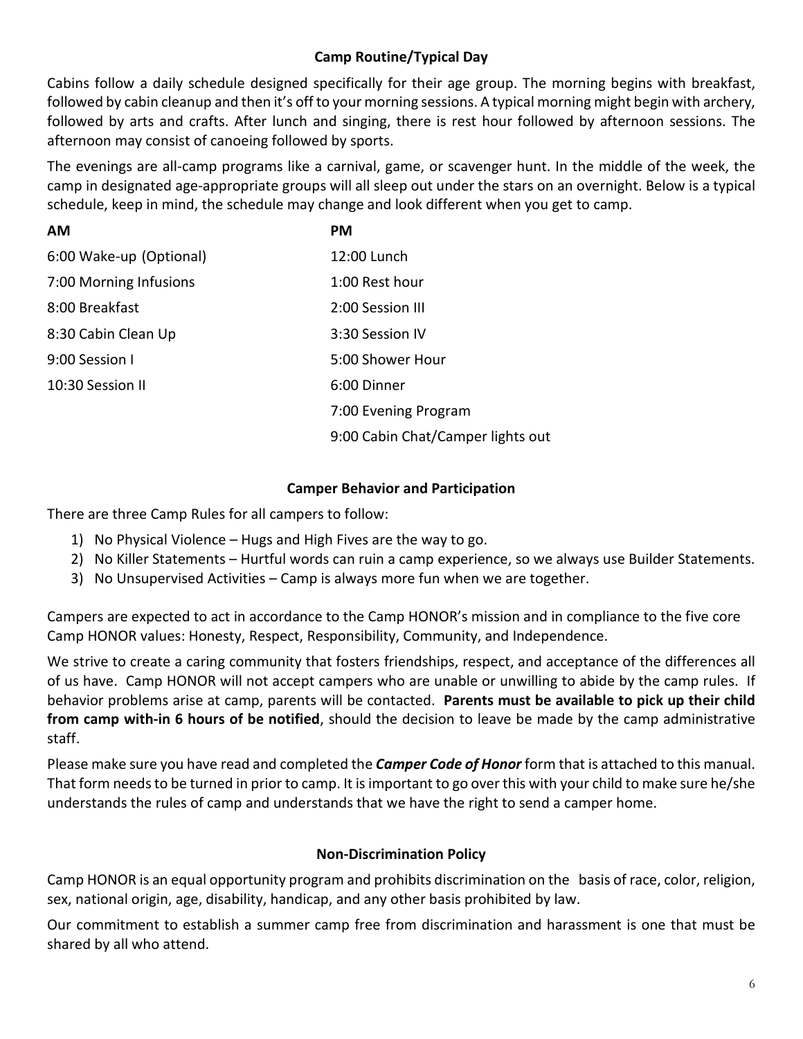## Camp Routine/Typical Day

Cabins follow a daily schedule designed specifically for their age group. The morning begins with breakfast, followed by cabin cleanup and then it's off to your morning sessions. A typical morning might begin with archery, followed by arts and crafts. After lunch and singing, there is rest hour followed by afternoon sessions. The afternoon may consist of canoeing followed by sports.

The evenings are all-camp programs like a carnival, game, or scavenger hunt. In the middle of the week, the camp in designated age-appropriate groups will all sleep out under the stars on an overnight. Below is a typical schedule, keep in mind, the schedule may change and look different when you get to camp.

| AM | PM |
| --- | --- |
| 6:00 Wake-up (Optional) | 12:00 Lunch |
| 7:00 Morning Infusions | 1:00 Rest hour |
| 8:00 Breakfast | 2:00 Session III |
| 8:30 Cabin Clean Up | 3:30 Session IV |
| 9:00 Session I | 5:00 Shower Hour |
| 10:30 Session II | 6:00 Dinner |
| | 7:00 Evening Program |
| | 9:00 Cabin Chat/Camper lights out |

## Camper Behavior and Participation

There are three Camp Rules for all campers to follow:

1) No Physical Violence – Hugs and High Fives are the way to go.
2) No Killer Statements – Hurtful words can ruin a camp experience, so we always use Builder Statements.
3) No Unsupervised Activities – Camp is always more fun when we are together.

Campers are expected to act in accordance to the Camp HONOR's mission and in compliance to the five core Camp HONOR values: Honesty, Respect, Responsibility, Community, and Independence.

We strive to create a caring community that fosters friendships, respect, and acceptance of the differences all of us have. Camp HONOR will not accept campers who are unable or unwilling to abide by the camp rules. If behavior problems arise at camp, parents will be contacted. **Parents must be available to pick up their child from camp with-in 6 hours of be notified**, should the decision to leave be made by the camp administrative staff.

Please make sure you have read and completed the ***Camper Code of Honor*** form that is attached to this manual. That form needs to be turned in prior to camp. It is important to go over this with your child to make sure he/she understands the rules of camp and understands that we have the right to send a camper home.

## Non-Discrimination Policy

Camp HONOR is an equal opportunity program and prohibits discrimination on the basis of race, color, religion, sex, national origin, age, disability, handicap, and any other basis prohibited by law.

Our commitment to establish a summer camp free from discrimination and harassment is one that must be shared by all who attend.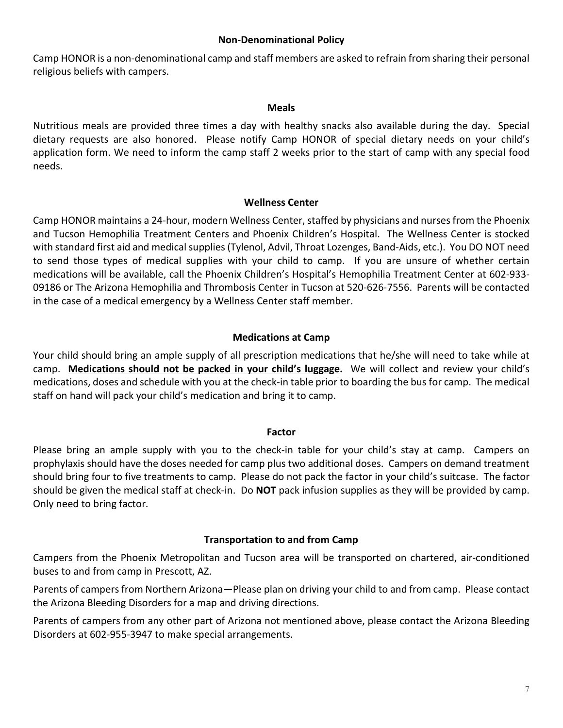## Non-Denominational Policy

Camp HONOR is a non-denominational camp and staff members are asked to refrain from sharing their personal religious beliefs with campers.

## Meals

Nutritious meals are provided three times a day with healthy snacks also available during the day. Special dietary requests are also honored. Please notify Camp HONOR of special dietary needs on your child's application form. We need to inform the camp staff 2 weeks prior to the start of camp with any special food needs.

## Wellness Center

Camp HONOR maintains a 24-hour, modern Wellness Center, staffed by physicians and nurses from the Phoenix and Tucson Hemophilia Treatment Centers and Phoenix Children's Hospital. The Wellness Center is stocked with standard first aid and medical supplies (Tylenol, Advil, Throat Lozenges, Band-Aids, etc.). You DO NOT need to send those types of medical supplies with your child to camp. If you are unsure of whether certain medications will be available, call the Phoenix Children's Hospital's Hemophilia Treatment Center at 602-933-09186 or The Arizona Hemophilia and Thrombosis Center in Tucson at 520-626-7556. Parents will be contacted in the case of a medical emergency by a Wellness Center staff member.

## Medications at Camp

Your child should bring an ample supply of all prescription medications that he/she will need to take while at camp. **<u>Medications should not be packed in your child's luggage</u>.** We will collect and review your child's medications, doses and schedule with you at the check-in table prior to boarding the bus for camp. The medical staff on hand will pack your child's medication and bring it to camp.

## Factor

Please bring an ample supply with you to the check-in table for your child's stay at camp. Campers on prophylaxis should have the doses needed for camp plus two additional doses. Campers on demand treatment should bring four to five treatments to camp. Please do not pack the factor in your child's suitcase. The factor should be given the medical staff at check-in. Do **NOT** pack infusion supplies as they will be provided by camp. Only need to bring factor.

## Transportation to and from Camp

Campers from the Phoenix Metropolitan and Tucson area will be transported on chartered, air-conditioned buses to and from camp in Prescott, AZ.

Parents of campers from Northern Arizona—Please plan on driving your child to and from camp. Please contact the Arizona Bleeding Disorders for a map and driving directions.

Parents of campers from any other part of Arizona not mentioned above, please contact the Arizona Bleeding Disorders at 602-955-3947 to make special arrangements.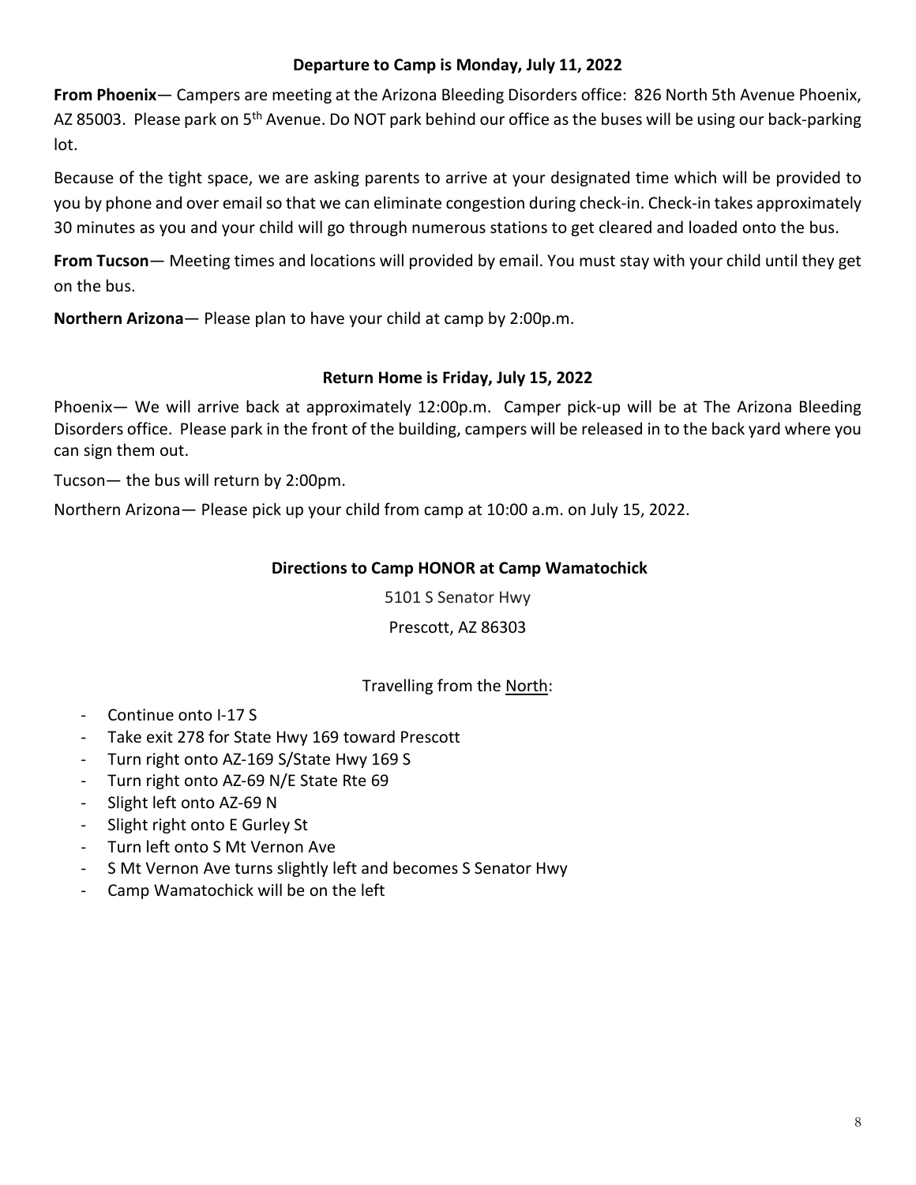### Departure to Camp is Monday, July 11, 2022

**From Phoenix**— Campers are meeting at the Arizona Bleeding Disorders office: 826 North 5th Avenue Phoenix, AZ 85003. Please park on 5th Avenue. Do NOT park behind our office as the buses will be using our back-parking lot.

Because of the tight space, we are asking parents to arrive at your designated time which will be provided to you by phone and over email so that we can eliminate congestion during check-in. Check-in takes approximately 30 minutes as you and your child will go through numerous stations to get cleared and loaded onto the bus.

**From Tucson**— Meeting times and locations will provided by email. You must stay with your child until they get on the bus.

**Northern Arizona**— Please plan to have your child at camp by 2:00p.m.

### Return Home is Friday, July 15, 2022

Phoenix— We will arrive back at approximately 12:00p.m. Camper pick-up will be at The Arizona Bleeding Disorders office. Please park in the front of the building, campers will be released in to the back yard where you can sign them out.

Tucson— the bus will return by 2:00pm.

Northern Arizona— Please pick up your child from camp at 10:00 a.m. on July 15, 2022.

### Directions to Camp HONOR at Camp Wamatochick

5101 S Senator Hwy

Prescott, AZ 86303

Travelling from the North:

- Continue onto I-17 S
- Take exit 278 for State Hwy 169 toward Prescott
- Turn right onto AZ-169 S/State Hwy 169 S
- Turn right onto AZ-69 N/E State Rte 69
- Slight left onto AZ-69 N
- Slight right onto E Gurley St
- Turn left onto S Mt Vernon Ave
- S Mt Vernon Ave turns slightly left and becomes S Senator Hwy
- Camp Wamatochick will be on the left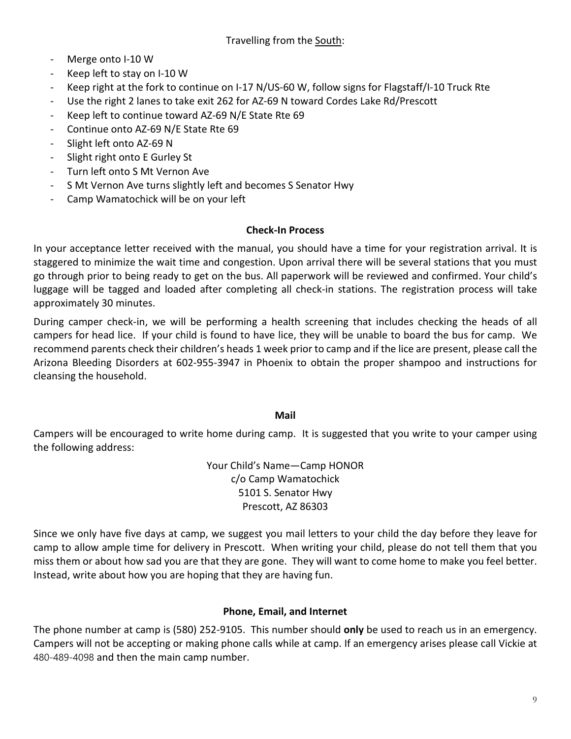Travelling from the <u>South</u>:

- Merge onto I-10 W
- Keep left to stay on I-10 W
- Keep right at the fork to continue on I-17 N/US-60 W, follow signs for Flagstaff/I-10 Truck Rte
- Use the right 2 lanes to take exit 262 for AZ-69 N toward Cordes Lake Rd/Prescott
- Keep left to continue toward AZ-69 N/E State Rte 69
- Continue onto AZ-69 N/E State Rte 69
- Slight left onto AZ-69 N
- Slight right onto E Gurley St
- Turn left onto S Mt Vernon Ave
- S Mt Vernon Ave turns slightly left and becomes S Senator Hwy
- Camp Wamatochick will be on your left

## Check-In Process

In your acceptance letter received with the manual, you should have a time for your registration arrival. It is staggered to minimize the wait time and congestion. Upon arrival there will be several stations that you must go through prior to being ready to get on the bus. All paperwork will be reviewed and confirmed. Your child's luggage will be tagged and loaded after completing all check-in stations. The registration process will take approximately 30 minutes.

During camper check-in, we will be performing a health screening that includes checking the heads of all campers for head lice. If your child is found to have lice, they will be unable to board the bus for camp. We recommend parents check their children's heads 1 week prior to camp and if the lice are present, please call the Arizona Bleeding Disorders at 602-955-3947 in Phoenix to obtain the proper shampoo and instructions for cleansing the household.

## Mail

Campers will be encouraged to write home during camp. It is suggested that you write to your camper using the following address:

Your Child's Name—Camp HONOR
c/o Camp Wamatochick
5101 S. Senator Hwy
Prescott, AZ 86303

Since we only have five days at camp, we suggest you mail letters to your child the day before they leave for camp to allow ample time for delivery in Prescott. When writing your child, please do not tell them that you miss them or about how sad you are that they are gone. They will want to come home to make you feel better. Instead, write about how you are hoping that they are having fun.

## Phone, Email, and Internet

The phone number at camp is (580) 252-9105. This number should **only** be used to reach us in an emergency. Campers will not be accepting or making phone calls while at camp. If an emergency arises please call Vickie at 480-489-4098 and then the main camp number.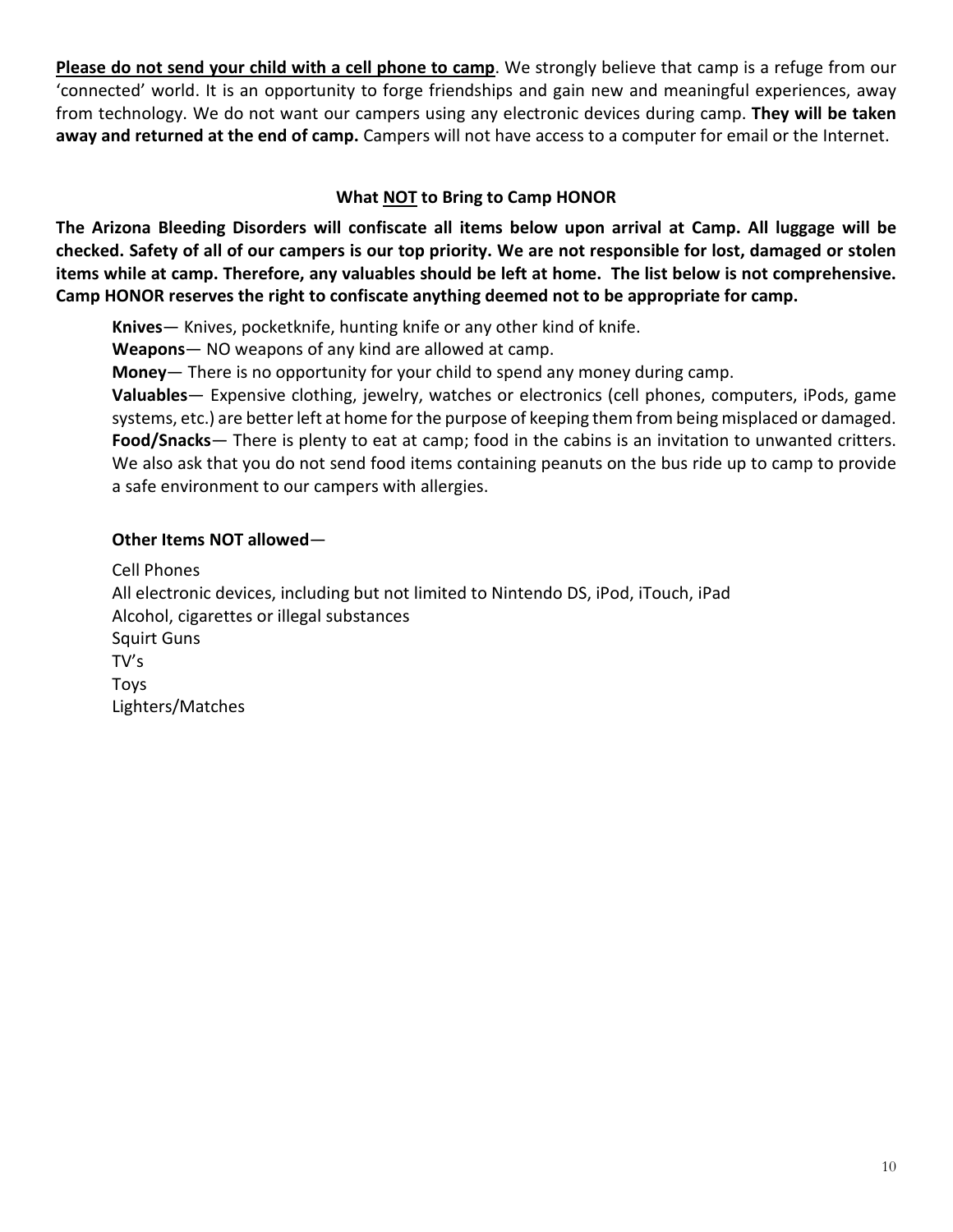<u>**Please do not send your child with a cell phone to camp**</u>. We strongly believe that camp is a refuge from our 'connected' world. It is an opportunity to forge friendships and gain new and meaningful experiences, away from technology. We do not want our campers using any electronic devices during camp. **They will be taken away and returned at the end of camp.** Campers will not have access to a computer for email or the Internet.

## What <u>NOT</u> to Bring to Camp HONOR

**The Arizona Bleeding Disorders will confiscate all items below upon arrival at Camp. All luggage will be checked. Safety of all of our campers is our top priority. We are not responsible for lost, damaged or stolen items while at camp. Therefore, any valuables should be left at home. The list below is not comprehensive. Camp HONOR reserves the right to confiscate anything deemed not to be appropriate for camp.**

**Knives**— Knives, pocketknife, hunting knife or any other kind of knife.
**Weapons**— NO weapons of any kind are allowed at camp.
**Money**— There is no opportunity for your child to spend any money during camp.
**Valuables**— Expensive clothing, jewelry, watches or electronics (cell phones, computers, iPods, game systems, etc.) are better left at home for the purpose of keeping them from being misplaced or damaged.
**Food/Snacks**— There is plenty to eat at camp; food in the cabins is an invitation to unwanted critters. We also ask that you do not send food items containing peanuts on the bus ride up to camp to provide a safe environment to our campers with allergies.

**Other Items NOT allowed**—

Cell Phones
All electronic devices, including but not limited to Nintendo DS, iPod, iTouch, iPad
Alcohol, cigarettes or illegal substances
Squirt Guns
TV's
Toys
Lighters/Matches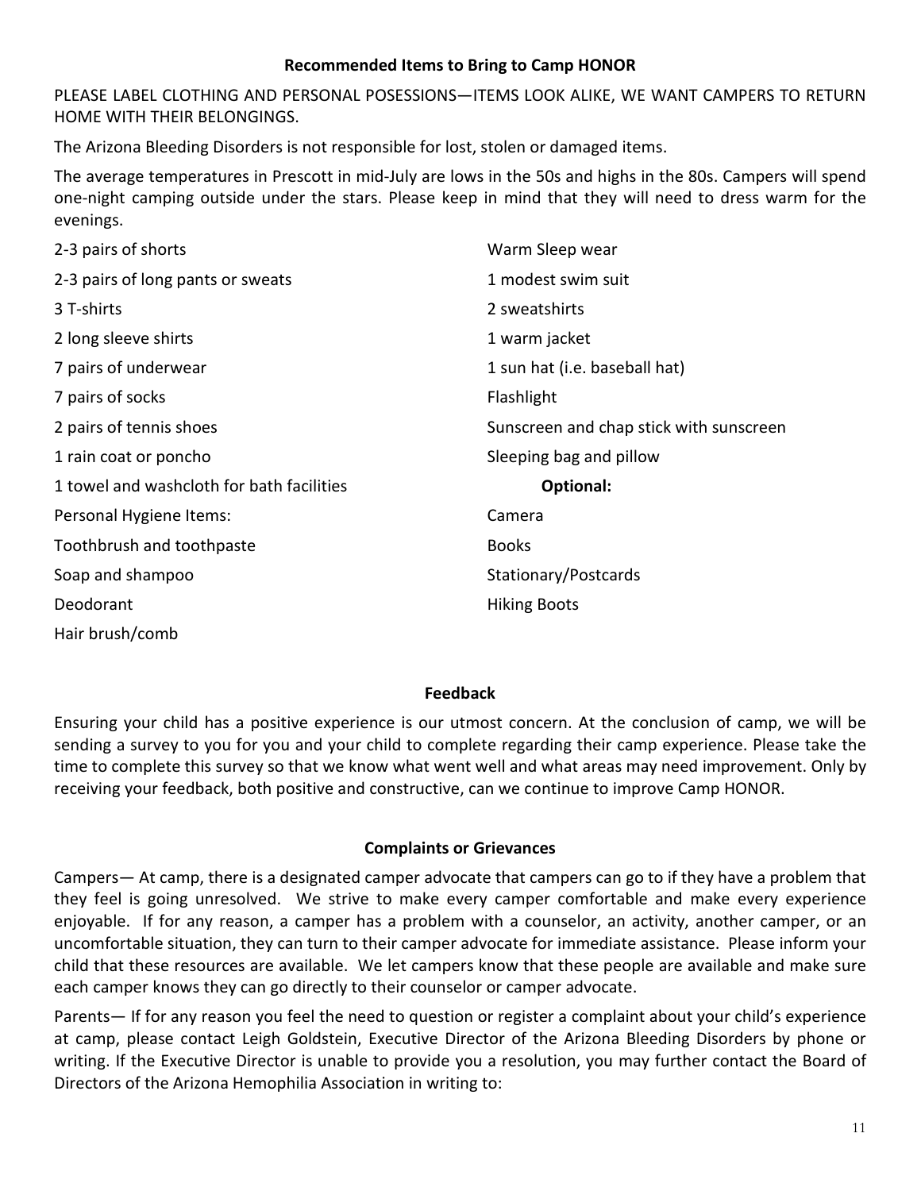## Recommended Items to Bring to Camp HONOR

PLEASE LABEL CLOTHING AND PERSONAL POSESSIONS—ITEMS LOOK ALIKE, WE WANT CAMPERS TO RETURN HOME WITH THEIR BELONGINGS.

The Arizona Bleeding Disorders is not responsible for lost, stolen or damaged items.

The average temperatures in Prescott in mid-July are lows in the 50s and highs in the 80s. Campers will spend one-night camping outside under the stars. Please keep in mind that they will need to dress warm for the evenings.

- 2-3 pairs of shorts
- 2-3 pairs of long pants or sweats
- 3 T-shirts
- 2 long sleeve shirts
- 7 pairs of underwear
- 7 pairs of socks
- 2 pairs of tennis shoes
- 1 rain coat or poncho
- 1 towel and washcloth for bath facilities
- Personal Hygiene Items:
- Toothbrush and toothpaste
- Soap and shampoo
- Deodorant
- Hair brush/comb
- Warm Sleep wear
- 1 modest swim suit
- 2 sweatshirts
- 1 warm jacket
- 1 sun hat (i.e. baseball hat)
- Flashlight
- Sunscreen and chap stick with sunscreen
- Sleeping bag and pillow

**Optional:**

- Camera
- Books
- Stationary/Postcards
- Hiking Boots

## Feedback

Ensuring your child has a positive experience is our utmost concern. At the conclusion of camp, we will be sending a survey to you for you and your child to complete regarding their camp experience. Please take the time to complete this survey so that we know what went well and what areas may need improvement. Only by receiving your feedback, both positive and constructive, can we continue to improve Camp HONOR.

## Complaints or Grievances

Campers— At camp, there is a designated camper advocate that campers can go to if they have a problem that they feel is going unresolved. We strive to make every camper comfortable and make every experience enjoyable. If for any reason, a camper has a problem with a counselor, an activity, another camper, or an uncomfortable situation, they can turn to their camper advocate for immediate assistance. Please inform your child that these resources are available. We let campers know that these people are available and make sure each camper knows they can go directly to their counselor or camper advocate.

Parents— If for any reason you feel the need to question or register a complaint about your child's experience at camp, please contact Leigh Goldstein, Executive Director of the Arizona Bleeding Disorders by phone or writing. If the Executive Director is unable to provide you a resolution, you may further contact the Board of Directors of the Arizona Hemophilia Association in writing to: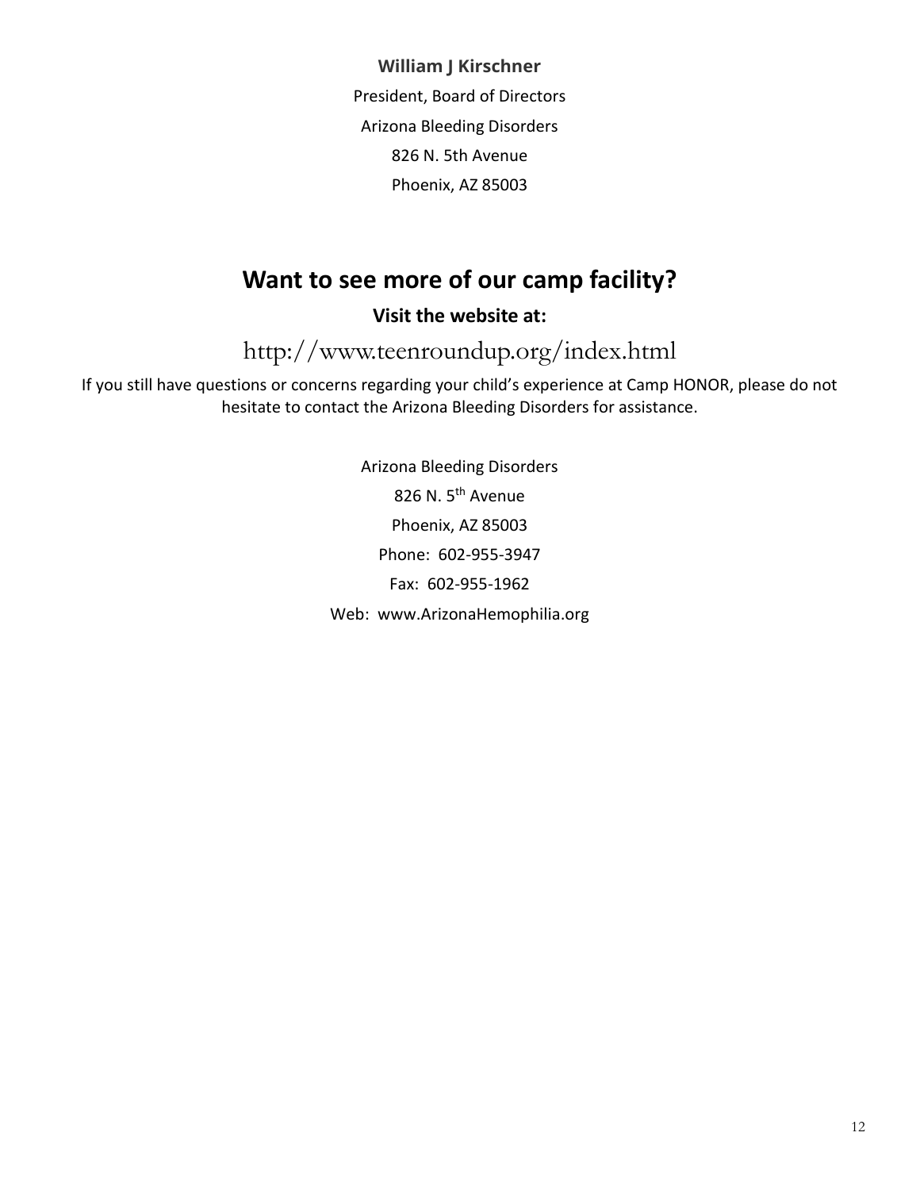**William J Kirschner**

President, Board of Directors

Arizona Bleeding Disorders

826 N. 5th Avenue

Phoenix, AZ 85003

## Want to see more of our camp facility?

**Visit the website at:**

http://www.teenroundup.org/index.html

If you still have questions or concerns regarding your child's experience at Camp HONOR, please do not hesitate to contact the Arizona Bleeding Disorders for assistance.

Arizona Bleeding Disorders

826 N. 5th Avenue

Phoenix, AZ 85003

Phone: 602-955-3947

Fax: 602-955-1962

Web: www.ArizonaHemophilia.org